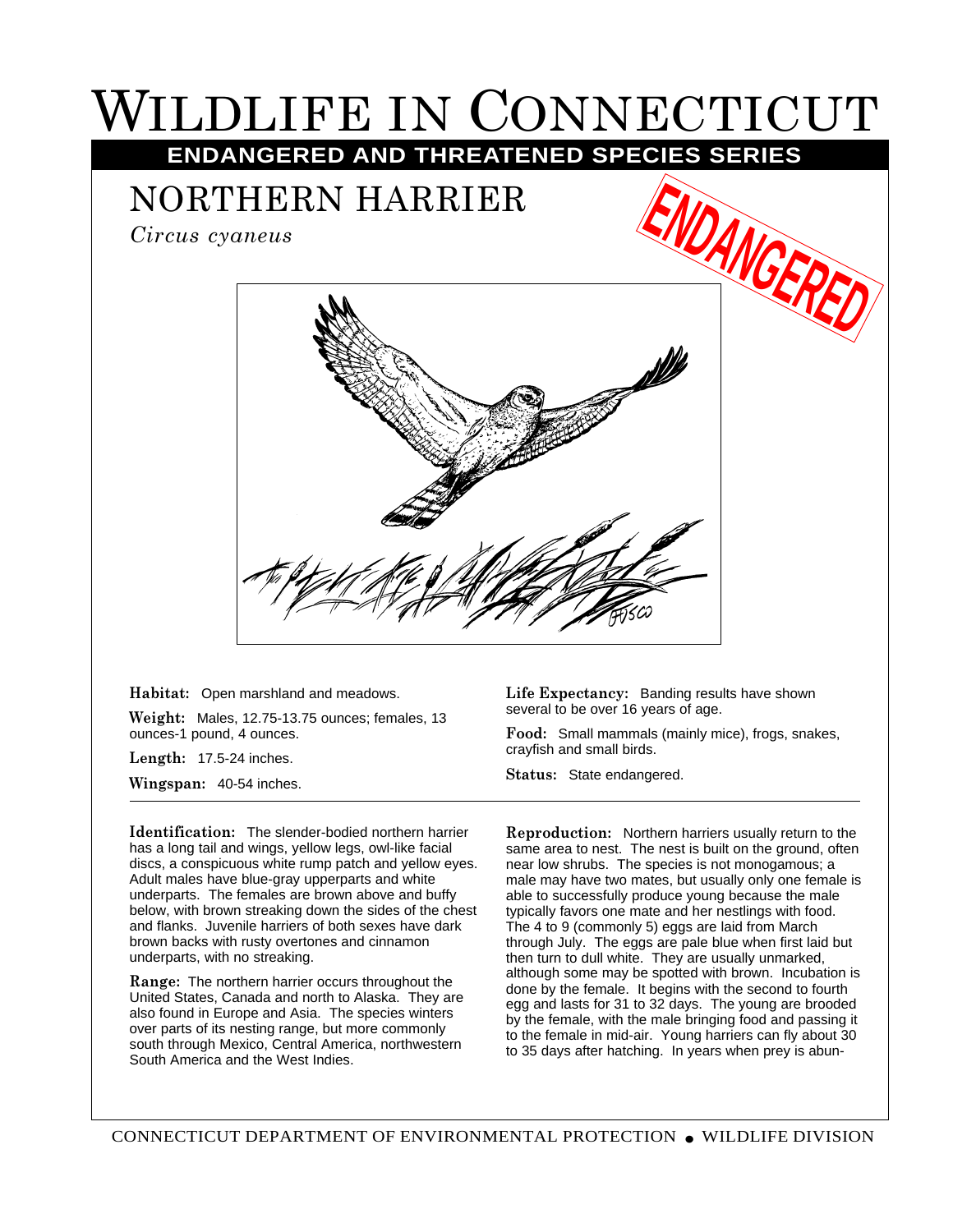# Wildlife in Connecticut

## ENDANGERED AND THREATENED SPECIES SERIES

## NORTHERN HARRIER

*Circus cyaneus*

ENDANGERED

**Habitat:** Open marshland and meadows.

**Weight:** Males, 12.75-13.75 ounces; females, 13 ounces-1 pound, 4 ounces.

**Length:** 17.5-24 inches.

**Wingspan:** 40-54 inches.

**Life Expectancy:** Banding results have shown several to be over 16 years of age.

**Food:** Small mammals (mainly mice), frogs, snakes, crayfish and small birds.

**Status:** State endangered.

**Identification:** The slender-bodied northern harrier has a long tail and wings, yellow legs, owl-like facial discs, a conspicuous white rump patch and yellow eyes. Adult males have blue-gray upperparts and white underparts. The females are brown above and buffy below, with brown streaking down the sides of the chest and flanks. Juvenile harriers of both sexes have dark brown backs with rusty overtones and cinnamon underparts, with no streaking.

**Range:** The northern harrier occurs throughout the United States, Canada and north to Alaska. They are also found in Europe and Asia. The species winters over parts of its nesting range, but more commonly south through Mexico, Central America, northwestern South America and the West Indies.

**Reproduction:** Northern harriers usually return to the same area to nest. The nest is built on the ground, often near low shrubs. The species is not monogamous; a male may have two mates, but usually only one female is able to successfully produce young because the male typically favors one mate and her nestlings with food. The 4 to 9 (commonly 5) eggs are laid from March through July. The eggs are pale blue when first laid but then turn to dull white. They are usually unmarked, although some may be spotted with brown. Incubation is done by the female. It begins with the second to fourth egg and lasts for 31 to 32 days. The young are brooded by the female, with the male bringing food and passing it to the female in mid-air. Young harriers can fly about 30 to 35 days after hatching. In years when prey is abun-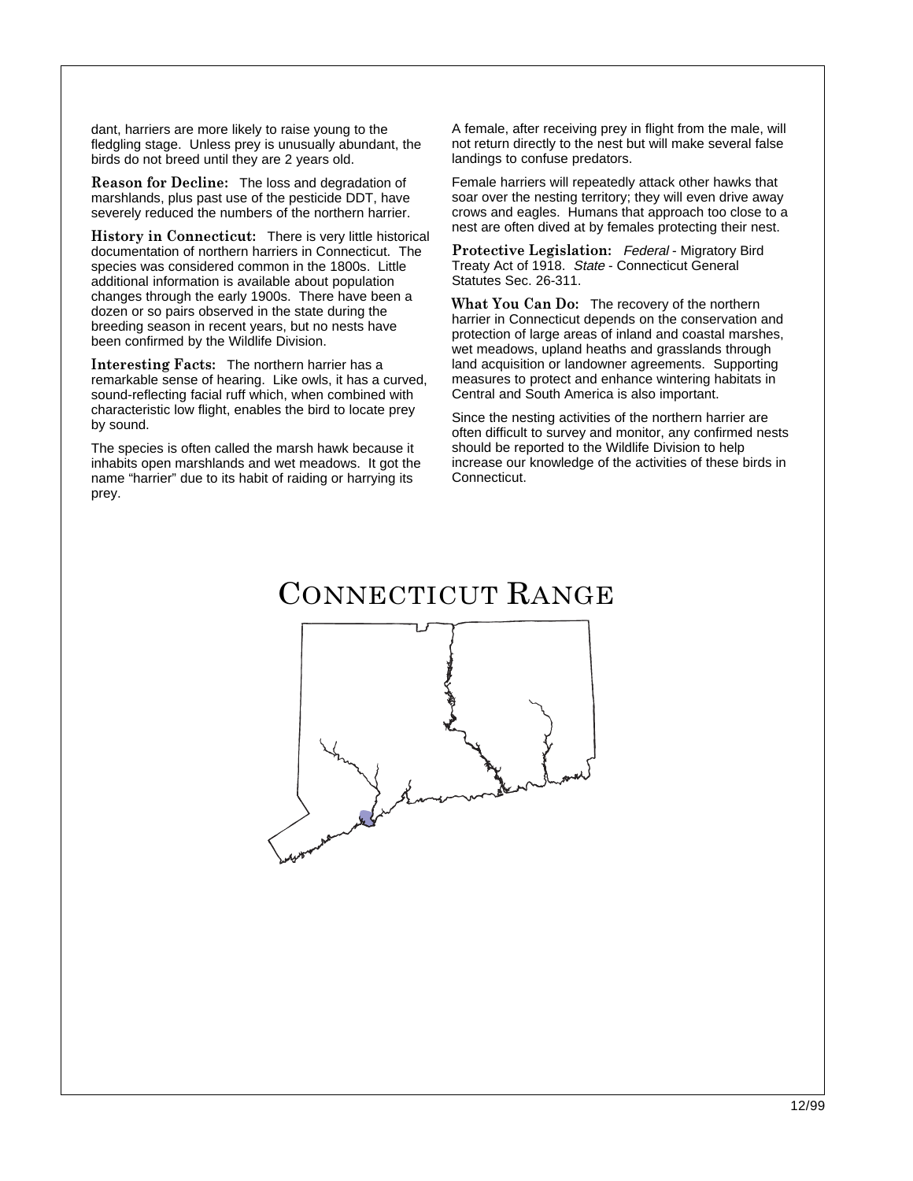dant, harriers are more likely to raise young to the fledgling stage. Unless prey is unusually abundant, the birds do not breed until they are 2 years old.

**Reason for Decline:** The loss and degradation of marshlands, plus past use of the pesticide DDT, have severely reduced the numbers of the northern harrier.

**History in Connecticut:** There is very little historical documentation of northern harriers in Connecticut. The species was considered common in the 1800s. Little additional information is available about population changes through the early 1900s. There have been a dozen or so pairs observed in the state during the breeding season in recent years, but no nests have been confirmed by the Wildlife Division.

**Interesting Facts:** The northern harrier has a remarkable sense of hearing. Like owls, it has a curved, sound-reflecting facial ruff which, when combined with characteristic low flight, enables the bird to locate prey by sound.

The species is often called the marsh hawk because it inhabits open marshlands and wet meadows. It got the name "harrier" due to its habit of raiding or harrying its prey.

A female, after receiving prey in flight from the male, will not return directly to the nest but will make several false landings to confuse predators.

Female harriers will repeatedly attack other hawks that soar over the nesting territory; they will even drive away crows and eagles. Humans that approach too close to a nest are often dived at by females protecting their nest.

**Protective Legislation:** *Federal* - Migratory Bird Treaty Act of 1918. *State* - Connecticut General Statutes Sec. 26-311.

**What You Can Do:** The recovery of the northern harrier in Connecticut depends on the conservation and protection of large areas of inland and coastal marshes, wet meadows, upland heaths and grasslands through land acquisition or landowner agreements. Supporting measures to protect and enhance wintering habitats in Central and South America is also important.

Since the nesting activities of the northern harrier are often difficult to survey and monitor, any confirmed nests should be reported to the Wildlife Division to help increase our knowledge of the activities of these birds in Connecticut.

## Connecticut Range

12/99